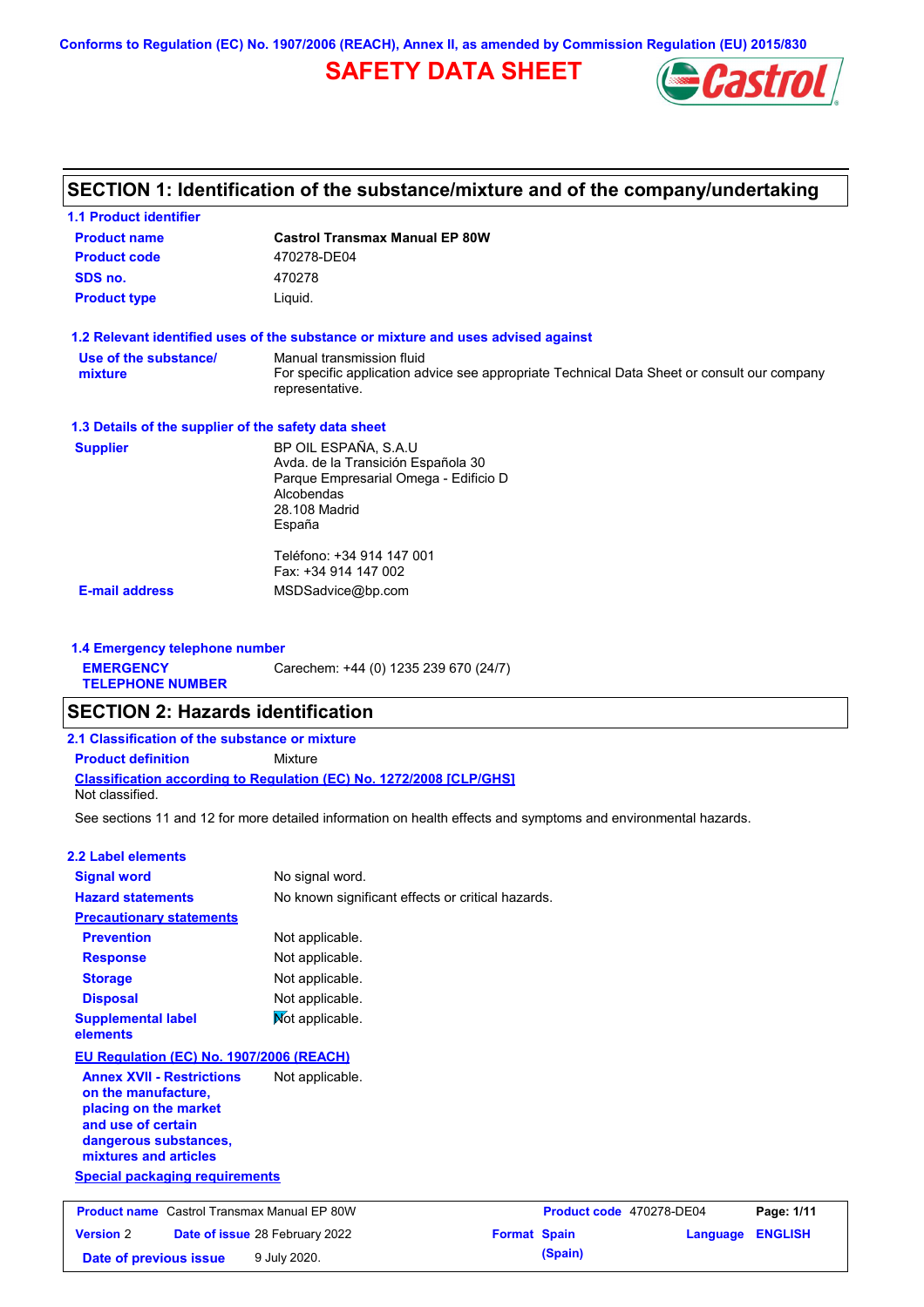Conforms to Regulation (EC) No. 1907/2006 (REACH), Annex II, as amended by Commission Regulation (EU) 2015/830

# SAFETY DATA SHEET

## SECTION 1: Identification of the substance/mixture and of the company/undertaking

### 1.1 Product identifier

| | |
|---|---|
| **Product name** | **Castrol Transmax Manual EP 80W** |
| **Product code** | 470278-DE04 |
| **SDS no.** | 470278 |
| **Product type** | Liquid. |

### 1.2 Relevant identified uses of the substance or mixture and uses advised against

| | |
|---|---|
| **Use of the substance/ mixture** | Manual transmission fluid<br>For specific application advice see appropriate Technical Data Sheet or consult our company representative. |

### 1.3 Details of the supplier of the safety data sheet

| | |
|---|---|
| **Supplier** | BP OIL ESPAÑA, S.A.U<br>Avda. de la Transición Española 30<br>Parque Empresarial Omega - Edificio D<br>Alcobendas<br>28.108 Madrid<br>España<br><br>Teléfono: +34 914 147 001<br>Fax: +34 914 147 002 |
| **E-mail address** | MSDSadvice@bp.com |

### 1.4 Emergency telephone number

| | |
|---|---|
| **EMERGENCY TELEPHONE NUMBER** | Carechem: +44 (0) 1235 239 670 (24/7) |

## SECTION 2: Hazards identification

### 2.1 Classification of the substance or mixture

**Product definition** Mixture

**Classification according to Regulation (EC) No. 1272/2008 [CLP/GHS]**

Not classified.

See sections 11 and 12 for more detailed information on health effects and symptoms and environmental hazards.

### 2.2 Label elements

| | |
|---|---|
| **Signal word** | No signal word. |
| **Hazard statements** | No known significant effects or critical hazards. |
| **Precautionary statements** | |
| **Prevention** | Not applicable. |
| **Response** | Not applicable. |
| **Storage** | Not applicable. |
| **Disposal** | Not applicable. |
| **Supplemental label elements** | Not applicable. |

**EU Regulation (EC) No. 1907/2006 (REACH)**

| | |
|---|---|
| **Annex XVII - Restrictions on the manufacture, placing on the market and use of certain dangerous substances, mixtures and articles** | Not applicable. |

**Special packaging requirements**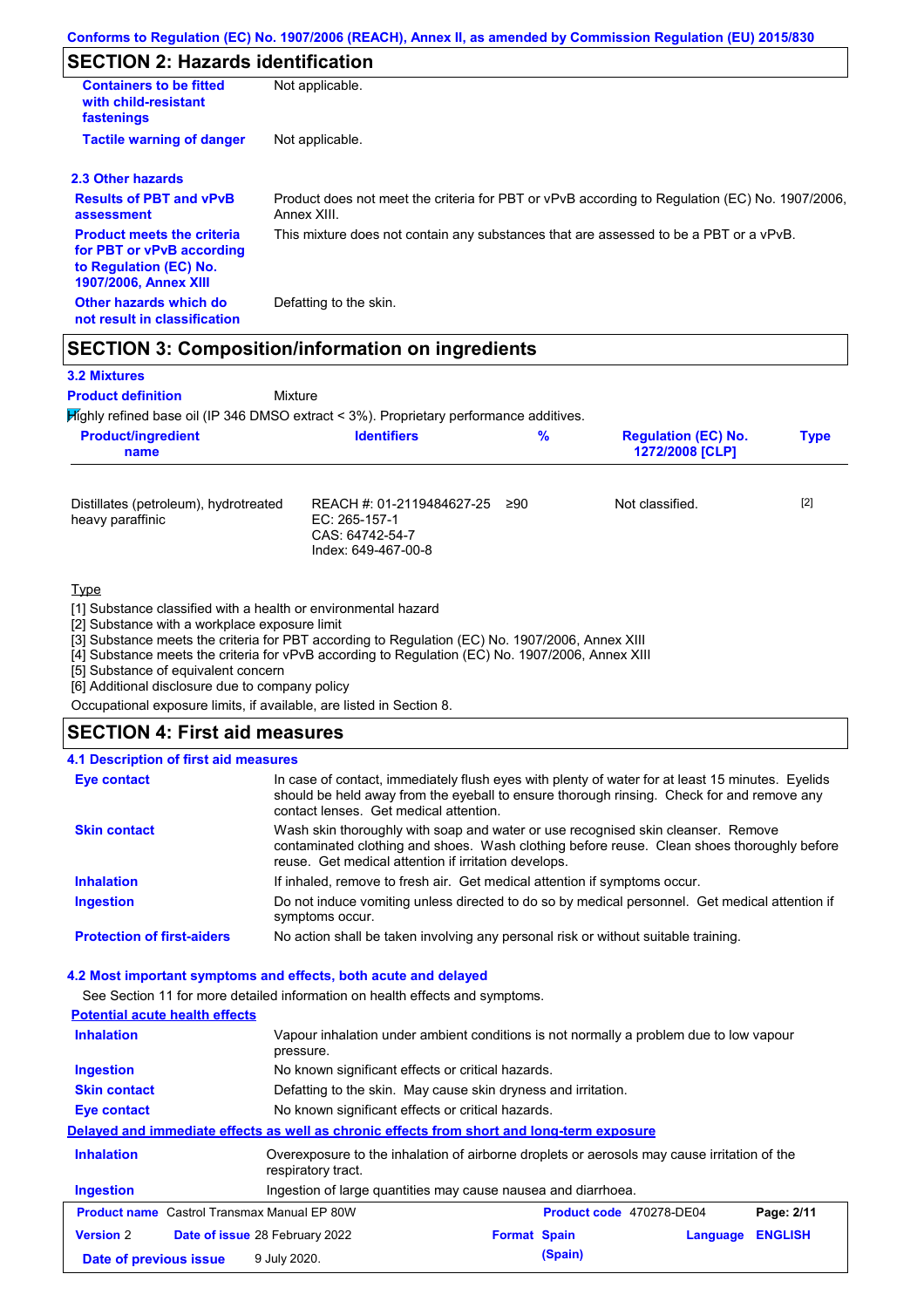## SECTION 2: Hazards identification

| | |
|---|---|
| **Containers to be fitted with child-resistant fastenings** | Not applicable. |
| **Tactile warning of danger** | Not applicable. |

### 2.3 Other hazards

| | |
|---|---|
| **Results of PBT and vPvB assessment** | Product does not meet the criteria for PBT or vPvB according to Regulation (EC) No. 1907/2006, Annex XIII. |
| **Product meets the criteria for PBT or vPvB according to Regulation (EC) No. 1907/2006, Annex XIII** | This mixture does not contain any substances that are assessed to be a PBT or a vPvB. |
| **Other hazards which do not result in classification** | Defatting to the skin. |

## SECTION 3: Composition/information on ingredients

### 3.2 Mixtures

**Product definition** Mixture

Highly refined base oil (IP 346 DMSO extract < 3%). Proprietary performance additives.

| Product/ingredient name | Identifiers | % | Regulation (EC) No. 1272/2008 [CLP] | Type |
|---|---|---|---|---|
| Distillates (petroleum), hydrotreated heavy paraffinic | REACH #: 01-2119484627-25<br>EC: 265-157-1<br>CAS: 64742-54-7<br>Index: 649-467-00-8 | ≥90 | Not classified. | [2] |

Type

[1] Substance classified with a health or environmental hazard
[2] Substance with a workplace exposure limit
[3] Substance meets the criteria for PBT according to Regulation (EC) No. 1907/2006, Annex XIII
[4] Substance meets the criteria for vPvB according to Regulation (EC) No. 1907/2006, Annex XIII
[5] Substance of equivalent concern
[6] Additional disclosure due to company policy

Occupational exposure limits, if available, are listed in Section 8.

## SECTION 4: First aid measures

### 4.1 Description of first aid measures

| | |
|---|---|
| **Eye contact** | In case of contact, immediately flush eyes with plenty of water for at least 15 minutes. Eyelids should be held away from the eyeball to ensure thorough rinsing. Check for and remove any contact lenses. Get medical attention. |
| **Skin contact** | Wash skin thoroughly with soap and water or use recognised skin cleanser. Remove contaminated clothing and shoes. Wash clothing before reuse. Clean shoes thoroughly before reuse. Get medical attention if irritation develops. |
| **Inhalation** | If inhaled, remove to fresh air. Get medical attention if symptoms occur. |
| **Ingestion** | Do not induce vomiting unless directed to do so by medical personnel. Get medical attention if symptoms occur. |
| **Protection of first-aiders** | No action shall be taken involving any personal risk or without suitable training. |

### 4.2 Most important symptoms and effects, both acute and delayed

See Section 11 for more detailed information on health effects and symptoms.

**Potential acute health effects**

| | |
|---|---|
| **Inhalation** | Vapour inhalation under ambient conditions is not normally a problem due to low vapour pressure. |
| **Ingestion** | No known significant effects or critical hazards. |
| **Skin contact** | Defatting to the skin. May cause skin dryness and irritation. |
| **Eye contact** | No known significant effects or critical hazards. |

**Delayed and immediate effects as well as chronic effects from short and long-term exposure**

| | |
|---|---|
| **Inhalation** | Overexposure to the inhalation of airborne droplets or aerosols may cause irritation of the respiratory tract. |
| **Ingestion** | Ingestion of large quantities may cause nausea and diarrhoea. |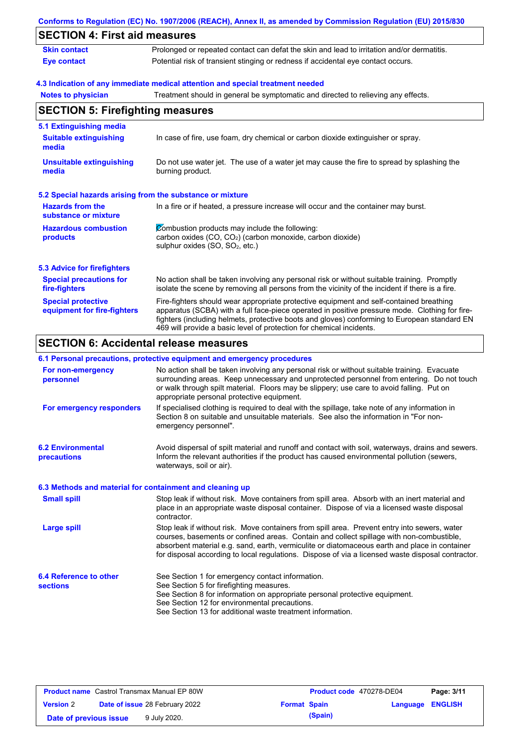## SECTION 4: First aid measures

| | |
|---|---|
| **Skin contact** | Prolonged or repeated contact can defat the skin and lead to irritation and/or dermatitis. |
| **Eye contact** | Potential risk of transient stinging or redness if accidental eye contact occurs. |

### 4.3 Indication of any immediate medical attention and special treatment needed

| | |
|---|---|
| **Notes to physician** | Treatment should in general be symptomatic and directed to relieving any effects. |

## SECTION 5: Firefighting measures

### 5.1 Extinguishing media

| | |
|---|---|
| **Suitable extinguishing media** | In case of fire, use foam, dry chemical or carbon dioxide extinguisher or spray. |
| **Unsuitable extinguishing media** | Do not use water jet. The use of a water jet may cause the fire to spread by splashing the burning product. |

### 5.2 Special hazards arising from the substance or mixture

| | |
|---|---|
| **Hazards from the substance or mixture** | In a fire or if heated, a pressure increase will occur and the container may burst. |
| **Hazardous combustion products** | Combustion products may include the following:<br>carbon oxides (CO, $CO_2$) (carbon monoxide, carbon dioxide)<br>sulphur oxides (SO, $SO_2$, etc.) |

### 5.3 Advice for firefighters

| | |
|---|---|
| **Special precautions for fire-fighters** | No action shall be taken involving any personal risk or without suitable training. Promptly isolate the scene by removing all persons from the vicinity of the incident if there is a fire. |
| **Special protective equipment for fire-fighters** | Fire-fighters should wear appropriate protective equipment and self-contained breathing apparatus (SCBA) with a full face-piece operated in positive pressure mode. Clothing for fire-fighters (including helmets, protective boots and gloves) conforming to European standard EN 469 will provide a basic level of protection for chemical incidents. |

## SECTION 6: Accidental release measures

### 6.1 Personal precautions, protective equipment and emergency procedures

| | |
|---|---|
| **For non-emergency personnel** | No action shall be taken involving any personal risk or without suitable training. Evacuate surrounding areas. Keep unnecessary and unprotected personnel from entering. Do not touch or walk through spilt material. Floors may be slippery; use care to avoid falling. Put on appropriate personal protective equipment. |
| **For emergency responders** | If specialised clothing is required to deal with the spillage, take note of any information in Section 8 on suitable and unsuitable materials. See also the information in "For non-emergency personnel". |

| | |
|---|---|
| **6.2 Environmental precautions** | Avoid dispersal of spilt material and runoff and contact with soil, waterways, drains and sewers. Inform the relevant authorities if the product has caused environmental pollution (sewers, waterways, soil or air). |

### 6.3 Methods and material for containment and cleaning up

| | |
|---|---|
| **Small spill** | Stop leak if without risk. Move containers from spill area. Absorb with an inert material and place in an appropriate waste disposal container. Dispose of via a licensed waste disposal contractor. |
| **Large spill** | Stop leak if without risk. Move containers from spill area. Prevent entry into sewers, water courses, basements or confined areas. Contain and collect spillage with non-combustible, absorbent material e.g. sand, earth, vermiculite or diatomaceous earth and place in container for disposal according to local regulations. Dispose of via a licensed waste disposal contractor. |

| | |
|---|---|
| **6.4 Reference to other sections** | See Section 1 for emergency contact information.<br>See Section 5 for firefighting measures.<br>See Section 8 for information on appropriate personal protective equipment.<br>See Section 12 for environmental precautions.<br>See Section 13 for additional waste treatment information. |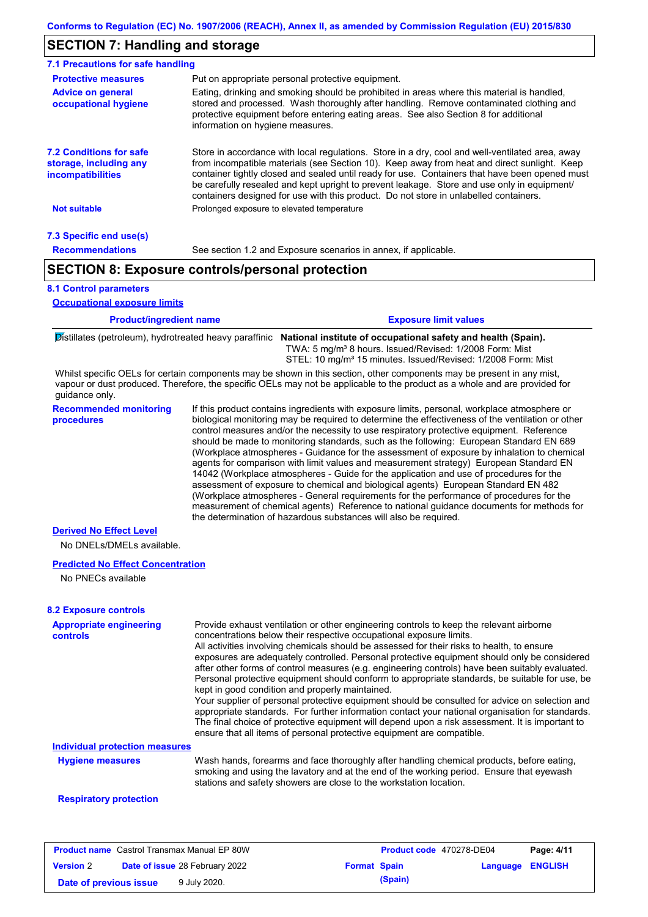## SECTION 7: Handling and storage

### 7.1 Precautions for safe handling

**Protective measures**
Put on appropriate personal protective equipment.

**Advice on general occupational hygiene**
Eating, drinking and smoking should be prohibited in areas where this material is handled, stored and processed. Wash thoroughly after handling. Remove contaminated clothing and protective equipment before entering eating areas. See also Section 8 for additional information on hygiene measures.

**7.2 Conditions for safe storage, including any incompatibilities**
Store in accordance with local regulations. Store in a dry, cool and well-ventilated area, away from incompatible materials (see Section 10). Keep away from heat and direct sunlight. Keep container tightly closed and sealed until ready for use. Containers that have been opened must be carefully resealed and kept upright to prevent leakage. Store and use only in equipment/ containers designed for use with this product. Do not store in unlabelled containers.

**Not suitable**
Prolonged exposure to elevated temperature

### 7.3 Specific end use(s)

**Recommendations**
See section 1.2 and Exposure scenarios in annex, if applicable.

## SECTION 8: Exposure controls/personal protection

### 8.1 Control parameters

**Occupational exposure limits**

| Product/ingredient name | Exposure limit values |
|---|---|
| Distillates (petroleum), hydrotreated heavy paraffinic | **National institute of occupational safety and health (Spain).** TWA: 5 mg/m³ 8 hours. Issued/Revised: 1/2008 Form: Mist STEL: 10 mg/m³ 15 minutes. Issued/Revised: 1/2008 Form: Mist |

Whilst specific OELs for certain components may be shown in this section, other components may be present in any mist, vapour or dust produced. Therefore, the specific OELs may not be applicable to the product as a whole and are provided for guidance only.

**Recommended monitoring procedures**
If this product contains ingredients with exposure limits, personal, workplace atmosphere or biological monitoring may be required to determine the effectiveness of the ventilation or other control measures and/or the necessity to use respiratory protective equipment. Reference should be made to monitoring standards, such as the following: European Standard EN 689 (Workplace atmospheres - Guidance for the assessment of exposure by inhalation to chemical agents for comparison with limit values and measurement strategy) European Standard EN 14042 (Workplace atmospheres - Guide for the application and use of procedures for the assessment of exposure to chemical and biological agents) European Standard EN 482 (Workplace atmospheres - General requirements for the performance of procedures for the measurement of chemical agents) Reference to national guidance documents for methods for the determination of hazardous substances will also be required.

**Derived No Effect Level**

No DNELs/DMELs available.

**Predicted No Effect Concentration**

No PNECs available

### 8.2 Exposure controls

**Appropriate engineering controls**
Provide exhaust ventilation or other engineering controls to keep the relevant airborne concentrations below their respective occupational exposure limits.
All activities involving chemicals should be assessed for their risks to health, to ensure exposures are adequately controlled. Personal protective equipment should only be considered after other forms of control measures (e.g. engineering controls) have been suitably evaluated. Personal protective equipment should conform to appropriate standards, be suitable for use, be kept in good condition and properly maintained.
Your supplier of personal protective equipment should be consulted for advice on selection and appropriate standards. For further information contact your national organisation for standards. The final choice of protective equipment will depend upon a risk assessment. It is important to ensure that all items of personal protective equipment are compatible.

**Individual protection measures**

**Hygiene measures**
Wash hands, forearms and face thoroughly after handling chemical products, before eating, smoking and using the lavatory and at the end of the working period. Ensure that eyewash stations and safety showers are close to the workstation location.

**Respiratory protection**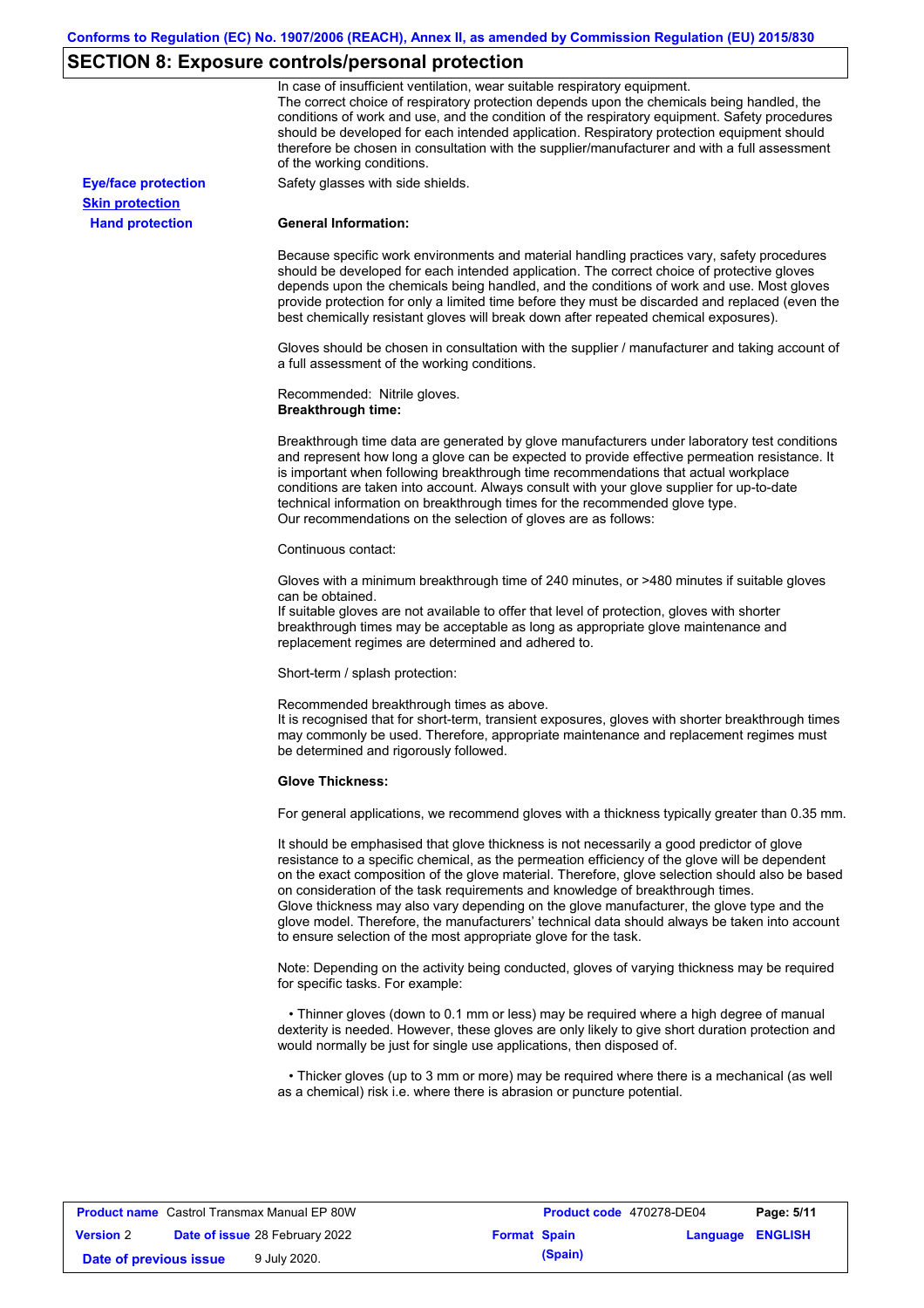## SECTION 8: Exposure controls/personal protection

In case of insufficient ventilation, wear suitable respiratory equipment.
The correct choice of respiratory protection depends upon the chemicals being handled, the conditions of work and use, and the condition of the respiratory equipment. Safety procedures should be developed for each intended application. Respiratory protection equipment should therefore be chosen in consultation with the supplier/manufacturer and with a full assessment of the working conditions.

**Eye/face protection**

Safety glasses with side shields.

**Skin protection**

**Hand protection**

**General Information:**

Because specific work environments and material handling practices vary, safety procedures should be developed for each intended application. The correct choice of protective gloves depends upon the chemicals being handled, and the conditions of work and use. Most gloves provide protection for only a limited time before they must be discarded and replaced (even the best chemically resistant gloves will break down after repeated chemical exposures).

Gloves should be chosen in consultation with the supplier / manufacturer and taking account of a full assessment of the working conditions.

Recommended: Nitrile gloves.
**Breakthrough time:**

Breakthrough time data are generated by glove manufacturers under laboratory test conditions and represent how long a glove can be expected to provide effective permeation resistance. It is important when following breakthrough time recommendations that actual workplace conditions are taken into account. Always consult with your glove supplier for up-to-date technical information on breakthrough times for the recommended glove type.
Our recommendations on the selection of gloves are as follows:

Continuous contact:

Gloves with a minimum breakthrough time of 240 minutes, or >480 minutes if suitable gloves can be obtained.
If suitable gloves are not available to offer that level of protection, gloves with shorter breakthrough times may be acceptable as long as appropriate glove maintenance and replacement regimes are determined and adhered to.

Short-term / splash protection:

Recommended breakthrough times as above.
It is recognised that for short-term, transient exposures, gloves with shorter breakthrough times may commonly be used. Therefore, appropriate maintenance and replacement regimes must be determined and rigorously followed.

**Glove Thickness:**

For general applications, we recommend gloves with a thickness typically greater than 0.35 mm.

It should be emphasised that glove thickness is not necessarily a good predictor of glove resistance to a specific chemical, as the permeation efficiency of the glove will be dependent on the exact composition of the glove material. Therefore, glove selection should also be based on consideration of the task requirements and knowledge of breakthrough times.
Glove thickness may also vary depending on the glove manufacturer, the glove type and the glove model. Therefore, the manufacturers' technical data should always be taken into account to ensure selection of the most appropriate glove for the task.

Note: Depending on the activity being conducted, gloves of varying thickness may be required for specific tasks. For example:

- Thinner gloves (down to 0.1 mm or less) may be required where a high degree of manual dexterity is needed. However, these gloves are only likely to give short duration protection and would normally be just for single use applications, then disposed of.

- Thicker gloves (up to 3 mm or more) may be required where there is a mechanical (as well as a chemical) risk i.e. where there is abrasion or puncture potential.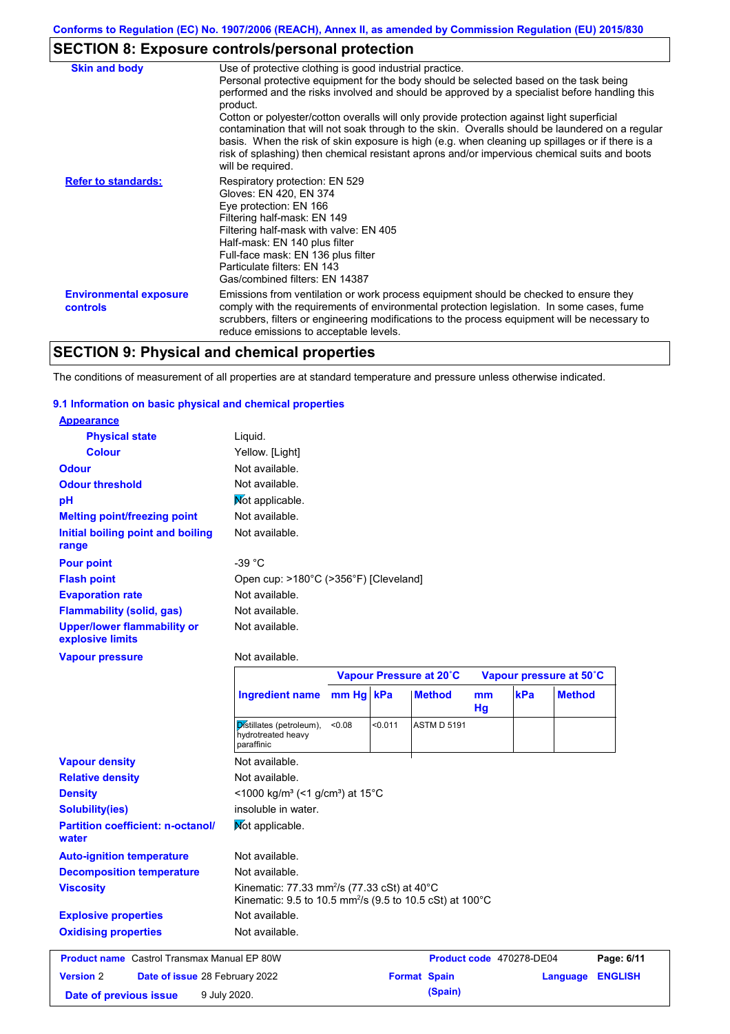## SECTION 8: Exposure controls/personal protection

| | |
|---|---|
| **Skin and body** | Use of protective clothing is good industrial practice. Personal protective equipment for the body should be selected based on the task being performed and the risks involved and should be approved by a specialist before handling this product. Cotton or polyester/cotton overalls will only provide protection against light superficial contamination that will not soak through to the skin. Overalls should be laundered on a regular basis. When the risk of skin exposure is high (e.g. when cleaning up spillages or if there is a risk of splashing) then chemical resistant aprons and/or impervious chemical suits and boots will be required. |
| **Refer to standards:** | Respiratory protection: EN 529<br>Gloves: EN 420, EN 374<br>Eye protection: EN 166<br>Filtering half-mask: EN 149<br>Filtering half-mask with valve: EN 405<br>Half-mask: EN 140 plus filter<br>Full-face mask: EN 136 plus filter<br>Particulate filters: EN 143<br>Gas/combined filters: EN 14387 |
| **Environmental exposure controls** | Emissions from ventilation or work process equipment should be checked to ensure they comply with the requirements of environmental protection legislation. In some cases, fume scrubbers, filters or engineering modifications to the process equipment will be necessary to reduce emissions to acceptable levels. |

## SECTION 9: Physical and chemical properties

The conditions of measurement of all properties are at standard temperature and pressure unless otherwise indicated.

### 9.1 Information on basic physical and chemical properties

**Appearance**

| | |
|---|---|
| **Physical state** | Liquid. |
| **Colour** | Yellow. [Light] |
| **Odour** | Not available. |
| **Odour threshold** | Not available. |
| **pH** | Not applicable. |
| **Melting point/freezing point** | Not available. |
| **Initial boiling point and boiling range** | Not available. |
| **Pour point** | -39 °C |
| **Flash point** | Open cup: >180°C (>356°F) [Cleveland] |
| **Evaporation rate** | Not available. |
| **Flammability (solid, gas)** | Not available. |
| **Upper/lower flammability or explosive limits** | Not available. |
| **Vapour pressure** | Not available. |

| | Vapour Pressure at 20˚C | | | Vapour pressure at 50˚C | | |
|---|---|---|---|---|---|---|
| **Ingredient name** | **mm Hg** | **kPa** | **Method** | **mm Hg** | **kPa** | **Method** |
| Distillates (petroleum), hydrotreated heavy paraffinic | <0.08 | <0.011 | ASTM D 5191 | | | |

| | |
|---|---|
| **Vapour density** | Not available. |
| **Relative density** | Not available. |
| **Density** | <1000 kg/m³ (<1 g/cm³) at 15°C |
| **Solubility(ies)** | insoluble in water. |
| **Partition coefficient: n-octanol/water** | Not applicable. |
| **Auto-ignition temperature** | Not available. |
| **Decomposition temperature** | Not available. |
| **Viscosity** | Kinematic: 77.33 mm²/s (77.33 cSt) at 40°C<br>Kinematic: 9.5 to 10.5 mm²/s (9.5 to 10.5 cSt) at 100°C |
| **Explosive properties** | Not available. |
| **Oxidising properties** | Not available. |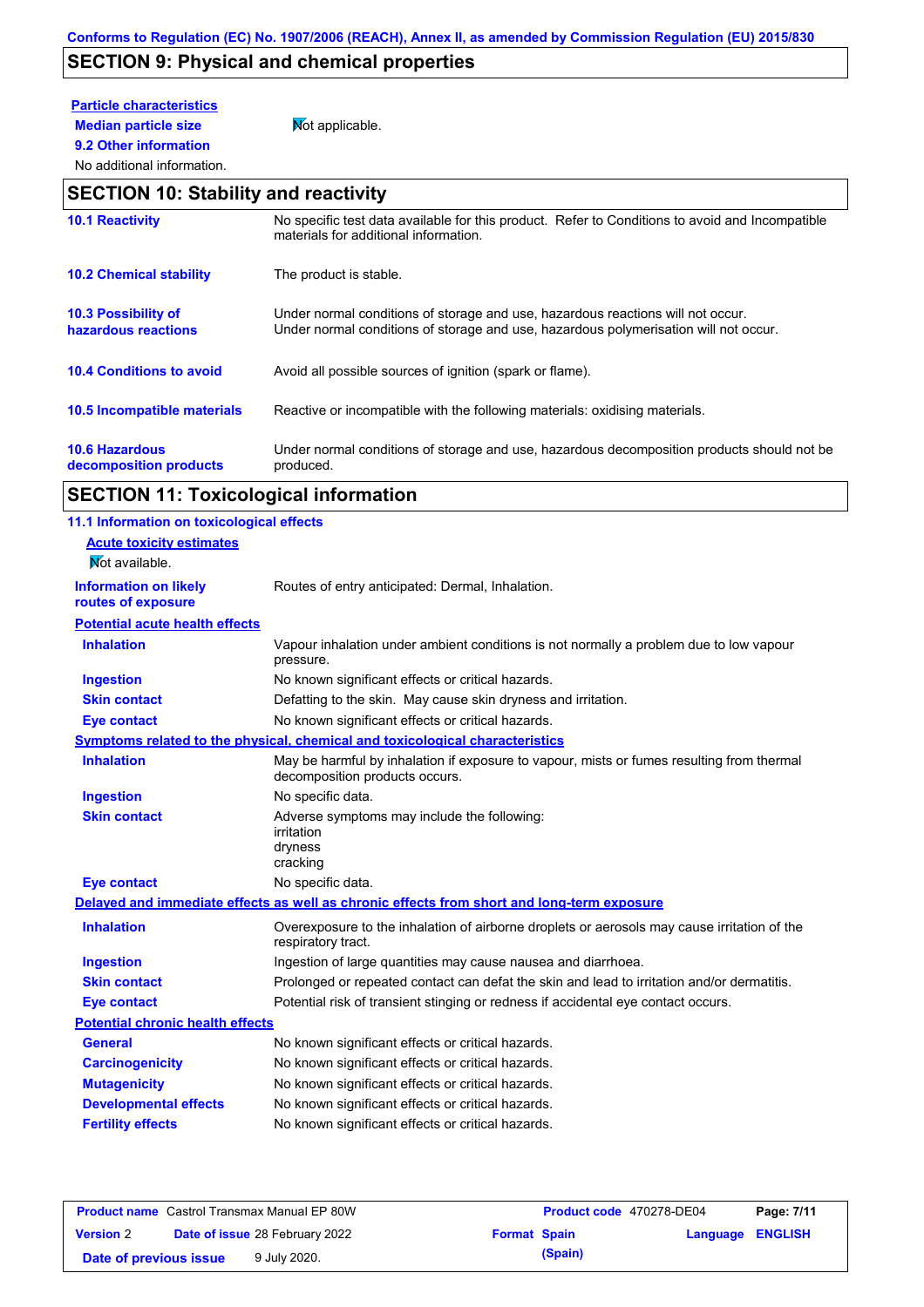## SECTION 9: Physical and chemical properties

**Particle characteristics**

**Median particle size** Not applicable.

**9.2 Other information**

No additional information.

## SECTION 10: Stability and reactivity

| | |
|---|---|
| **10.1 Reactivity** | No specific test data available for this product. Refer to Conditions to avoid and Incompatible materials for additional information. |
| **10.2 Chemical stability** | The product is stable. |
| **10.3 Possibility of hazardous reactions** | Under normal conditions of storage and use, hazardous reactions will not occur. Under normal conditions of storage and use, hazardous polymerisation will not occur. |
| **10.4 Conditions to avoid** | Avoid all possible sources of ignition (spark or flame). |
| **10.5 Incompatible materials** | Reactive or incompatible with the following materials: oxidising materials. |
| **10.6 Hazardous decomposition products** | Under normal conditions of storage and use, hazardous decomposition products should not be produced. |

## SECTION 11: Toxicological information

### 11.1 Information on toxicological effects

**Acute toxicity estimates**

Not available.

**Information on likely routes of exposure**: Routes of entry anticipated: Dermal, Inhalation.

**Potential acute health effects**

| | |
|---|---|
| **Inhalation** | Vapour inhalation under ambient conditions is not normally a problem due to low vapour pressure. |
| **Ingestion** | No known significant effects or critical hazards. |
| **Skin contact** | Defatting to the skin. May cause skin dryness and irritation. |
| **Eye contact** | No known significant effects or critical hazards. |

**Symptoms related to the physical, chemical and toxicological characteristics**

| | |
|---|---|
| **Inhalation** | May be harmful by inhalation if exposure to vapour, mists or fumes resulting from thermal decomposition products occurs. |
| **Ingestion** | No specific data. |
| **Skin contact** | Adverse symptoms may include the following:<br>irritation<br>dryness<br>cracking |
| **Eye contact** | No specific data. |

**Delayed and immediate effects as well as chronic effects from short and long-term exposure**

| | |
|---|---|
| **Inhalation** | Overexposure to the inhalation of airborne droplets or aerosols may cause irritation of the respiratory tract. |
| **Ingestion** | Ingestion of large quantities may cause nausea and diarrhoea. |
| **Skin contact** | Prolonged or repeated contact can defat the skin and lead to irritation and/or dermatitis. |
| **Eye contact** | Potential risk of transient stinging or redness if accidental eye contact occurs. |

**Potential chronic health effects**

| | |
|---|---|
| **General** | No known significant effects or critical hazards. |
| **Carcinogenicity** | No known significant effects or critical hazards. |
| **Mutagenicity** | No known significant effects or critical hazards. |
| **Developmental effects** | No known significant effects or critical hazards. |
| **Fertility effects** | No known significant effects or critical hazards. |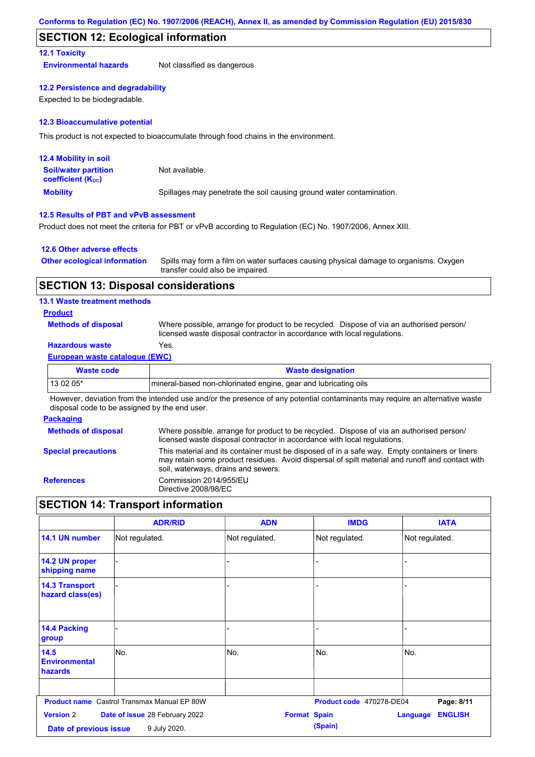## SECTION 12: Ecological information

### 12.1 Toxicity

**Environmental hazards** Not classified as dangerous

### 12.2 Persistence and degradability

Expected to be biodegradable.

### 12.3 Bioaccumulative potential

This product is not expected to bioaccumulate through food chains in the environment.

### 12.4 Mobility in soil

**Soil/water partition coefficient ($K_{OC}$)** Not available.

**Mobility** Spillages may penetrate the soil causing ground water contamination.

### 12.5 Results of PBT and vPvB assessment

Product does not meet the criteria for PBT or vPvB according to Regulation (EC) No. 1907/2006, Annex XIII.

### 12.6 Other adverse effects

**Other ecological information** Spills may form a film on water surfaces causing physical damage to organisms. Oxygen transfer could also be impaired.

## SECTION 13: Disposal considerations

### 13.1 Waste treatment methods

**Product**

**Methods of disposal** Where possible, arrange for product to be recycled. Dispose of via an authorised person/ licensed waste disposal contractor in accordance with local regulations.

**Hazardous waste** Yes.

**European waste catalogue (EWC)**

| Waste code | Waste designation |
|---|---|
| 13 02 05* | mineral-based non-chlorinated engine, gear and lubricating oils |

However, deviation from the intended use and/or the presence of any potential contaminants may require an alternative waste disposal code to be assigned by the end user.

**Packaging**

**Methods of disposal** Where possible, arrange for product to be recycled. Dispose of via an authorised person/ licensed waste disposal contractor in accordance with local regulations.

**Special precautions** This material and its container must be disposed of in a safe way. Empty containers or liners may retain some product residues. Avoid dispersal of spilt material and runoff and contact with soil, waterways, drains and sewers.

**References** Commission 2014/955/EU
Directive 2008/98/EC

## SECTION 14: Transport information

| | ADR/RID | ADN | IMDG | IATA |
|---|---|---|---|---|
| 14.1 UN number | Not regulated. | Not regulated. | Not regulated. | Not regulated. |
| 14.2 UN proper shipping name | - | - | - | - |
| 14.3 Transport hazard class(es) | - | - | - | - |
| 14.4 Packing group | - | - | - | - |
| 14.5 Environmental hazards | No. | No. | No. | No. |

**Product name** Castrol Transmax Manual EP 80W **Product code** 470278-DE04
**Version** 2 **Date of issue** 28 February 2022 **Format** Spain (Spain) **Language** ENGLISH
**Date of previous issue** 9 July 2020.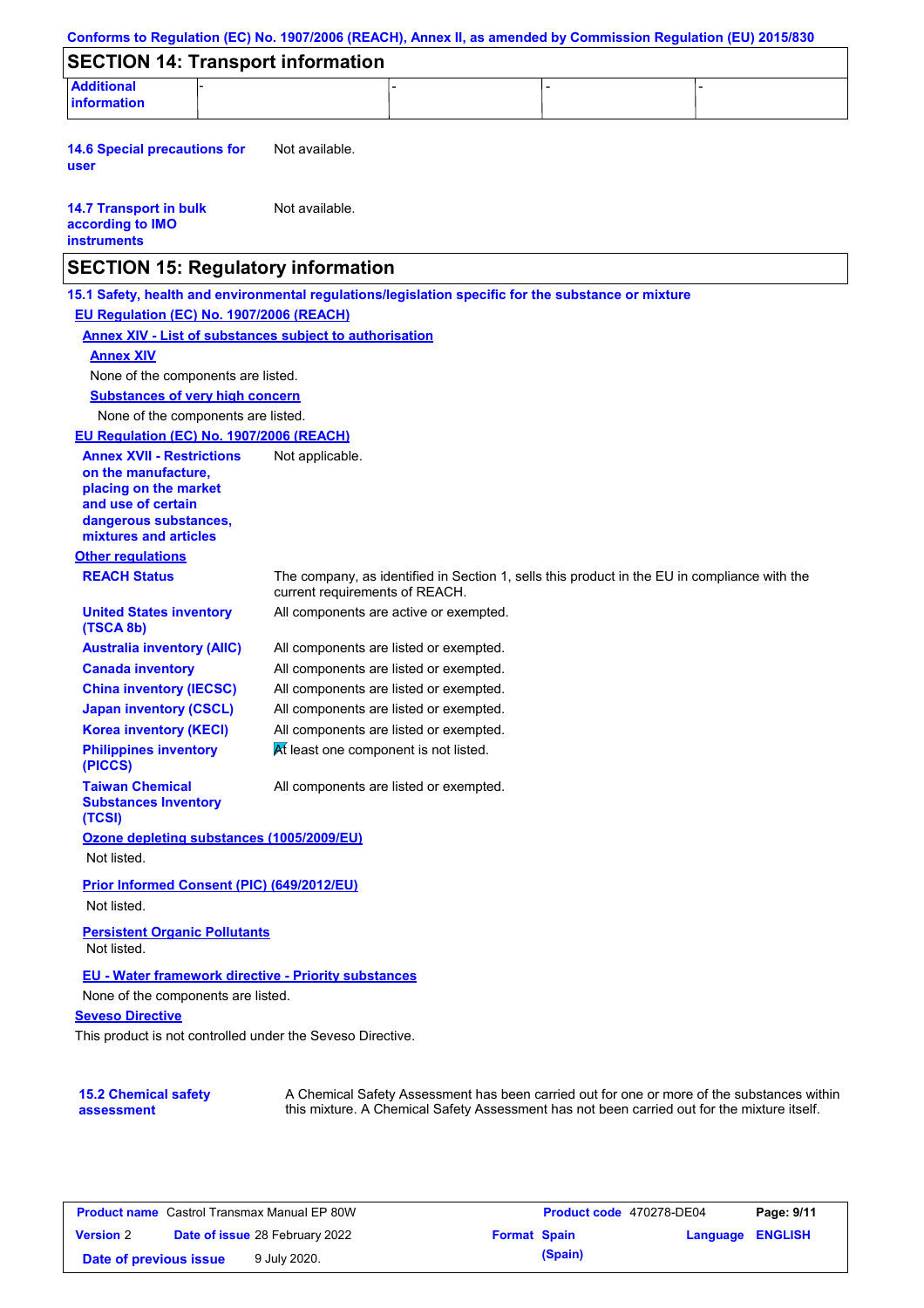## SECTION 14: Transport information

| Additional information | - | - | - | - |
|---|---|---|---|---|

**14.6 Special precautions for user** Not available.

**14.7 Transport in bulk according to IMO instruments** Not available.

## SECTION 15: Regulatory information

**15.1 Safety, health and environmental regulations/legislation specific for the substance or mixture**

**EU Regulation (EC) No. 1907/2006 (REACH)**

**Annex XIV - List of substances subject to authorisation**

**Annex XIV**

None of the components are listed.

**Substances of very high concern**

None of the components are listed.

**EU Regulation (EC) No. 1907/2006 (REACH)**

**Annex XVII - Restrictions on the manufacture, placing on the market and use of certain dangerous substances, mixtures and articles** Not applicable.

**Other regulations**

| | |
|---|---|
| **REACH Status** | The company, as identified in Section 1, sells this product in the EU in compliance with the current requirements of REACH. |
| **United States inventory (TSCA 8b)** | All components are active or exempted. |
| **Australia inventory (AIIC)** | All components are listed or exempted. |
| **Canada inventory** | All components are listed or exempted. |
| **China inventory (IECSC)** | All components are listed or exempted. |
| **Japan inventory (CSCL)** | All components are listed or exempted. |
| **Korea inventory (KECI)** | All components are listed or exempted. |
| **Philippines inventory (PICCS)** | At least one component is not listed. |
| **Taiwan Chemical Substances Inventory (TCSI)** | All components are listed or exempted. |

**Ozone depleting substances (1005/2009/EU)**

Not listed.

**Prior Informed Consent (PIC) (649/2012/EU)**

Not listed.

**Persistent Organic Pollutants**

Not listed.

**EU - Water framework directive - Priority substances**

None of the components are listed.

**Seveso Directive**

This product is not controlled under the Seveso Directive.

**15.2 Chemical safety assessment** A Chemical Safety Assessment has been carried out for one or more of the substances within this mixture. A Chemical Safety Assessment has not been carried out for the mixture itself.

| **Product name** Castrol Transmax Manual EP 80W | **Product code** 470278-DE04 | **Page:** 9/11 |
|---|---|---|
| **Version** 2 **Date of issue** 28 February 2022 | **Format** Spain (Spain) | **Language** ENGLISH |
| **Date of previous issue** 9 July 2020. | | |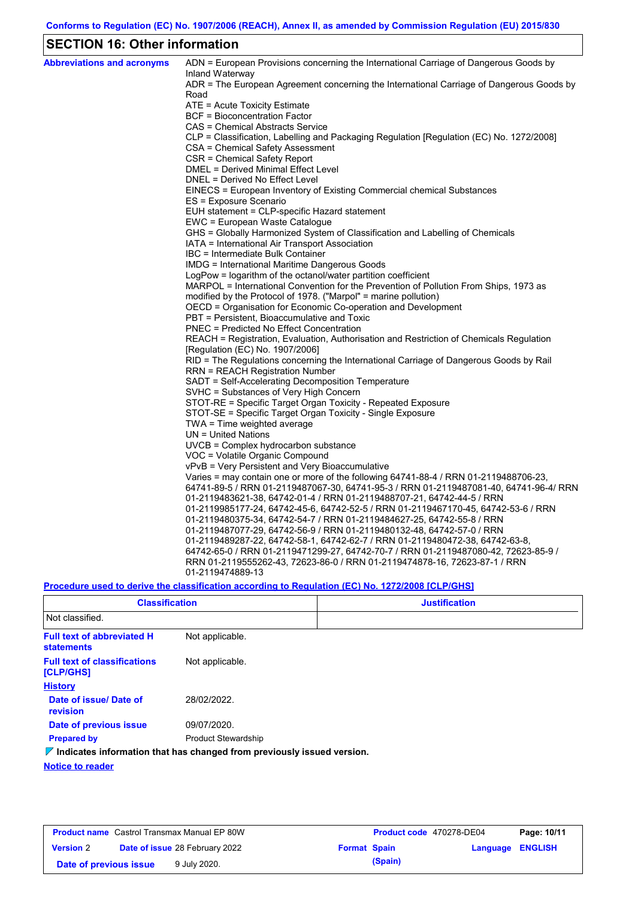## SECTION 16: Other information

**Abbreviations and acronyms**

ADN = European Provisions concerning the International Carriage of Dangerous Goods by Inland Waterway
ADR = The European Agreement concerning the International Carriage of Dangerous Goods by Road
ATE = Acute Toxicity Estimate
BCF = Bioconcentration Factor
CAS = Chemical Abstracts Service
CLP = Classification, Labelling and Packaging Regulation [Regulation (EC) No. 1272/2008]
CSA = Chemical Safety Assessment
CSR = Chemical Safety Report
DMEL = Derived Minimal Effect Level
DNEL = Derived No Effect Level
EINECS = European Inventory of Existing Commercial chemical Substances
ES = Exposure Scenario
EUH statement = CLP-specific Hazard statement
EWC = European Waste Catalogue
GHS = Globally Harmonized System of Classification and Labelling of Chemicals
IATA = International Air Transport Association
IBC = Intermediate Bulk Container
IMDG = International Maritime Dangerous Goods
LogPow = logarithm of the octanol/water partition coefficient
MARPOL = International Convention for the Prevention of Pollution From Ships, 1973 as modified by the Protocol of 1978. ("Marpol" = marine pollution)
OECD = Organisation for Economic Co-operation and Development
PBT = Persistent, Bioaccumulative and Toxic
PNEC = Predicted No Effect Concentration
REACH = Registration, Evaluation, Authorisation and Restriction of Chemicals Regulation [Regulation (EC) No. 1907/2006]
RID = The Regulations concerning the International Carriage of Dangerous Goods by Rail
RRN = REACH Registration Number
SADT = Self-Accelerating Decomposition Temperature
SVHC = Substances of Very High Concern
STOT-RE = Specific Target Organ Toxicity - Repeated Exposure
STOT-SE = Specific Target Organ Toxicity - Single Exposure
TWA = Time weighted average
UN = United Nations
UVCB = Complex hydrocarbon substance
VOC = Volatile Organic Compound
vPvB = Very Persistent and Very Bioaccumulative
Varies = may contain one or more of the following 64741-88-4 / RRN 01-2119488706-23, 64741-89-5 / RRN 01-2119487067-30, 64741-95-3 / RRN 01-2119487081-40, 64741-96-4/ RRN 01-2119483621-38, 64742-01-4 / RRN 01-2119488707-21, 64742-44-5 / RRN 01-2119985177-24, 64742-45-6, 64742-52-5 / RRN 01-2119467170-45, 64742-53-6 / RRN 01-2119480375-34, 64742-54-7 / RRN 01-2119484627-25, 64742-55-8 / RRN 01-2119487077-29, 64742-56-9 / RRN 01-2119480132-48, 64742-57-0 / RRN 01-2119489287-22, 64742-58-1, 64742-62-7 / RRN 01-2119480472-38, 64742-63-8, 64742-65-0 / RRN 01-2119471299-27, 64742-70-7 / RRN 01-2119487080-42, 72623-85-9 / RRN 01-2119555262-43, 72623-86-0 / RRN 01-2119474878-16, 72623-87-1 / RRN 01-2119474889-13

**Procedure used to derive the classification according to Regulation (EC) No. 1272/2008 [CLP/GHS]**

| Classification | Justification |
|---|---|
| Not classified. | |

**Full text of abbreviated H statements**: Not applicable.

**Full text of classifications [CLP/GHS]**: Not applicable.

**History**

**Date of issue/ Date of revision**: 28/02/2022.

**Date of previous issue**: 09/07/2020.

**Prepared by**: Product Stewardship

**Indicates information that has changed from previously issued version.**

**Notice to reader**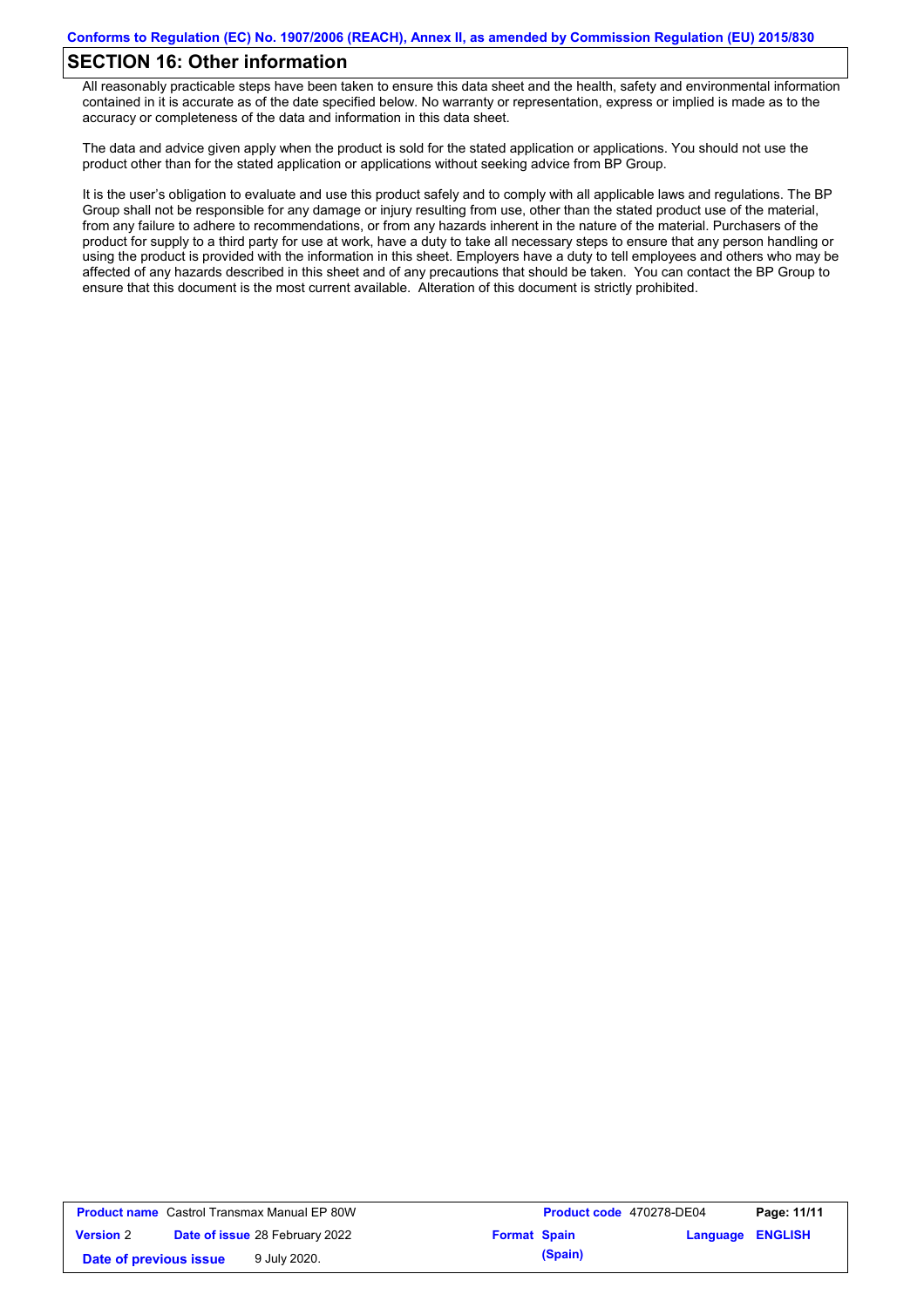## SECTION 16: Other information

All reasonably practicable steps have been taken to ensure this data sheet and the health, safety and environmental information contained in it is accurate as of the date specified below. No warranty or representation, express or implied is made as to the accuracy or completeness of the data and information in this data sheet.

The data and advice given apply when the product is sold for the stated application or applications. You should not use the product other than for the stated application or applications without seeking advice from BP Group.

It is the user's obligation to evaluate and use this product safely and to comply with all applicable laws and regulations. The BP Group shall not be responsible for any damage or injury resulting from use, other than the stated product use of the material, from any failure to adhere to recommendations, or from any hazards inherent in the nature of the material. Purchasers of the product for supply to a third party for use at work, have a duty to take all necessary steps to ensure that any person handling or using the product is provided with the information in this sheet. Employers have a duty to tell employees and others who may be affected of any hazards described in this sheet and of any precautions that should be taken. You can contact the BP Group to ensure that this document is the most current available. Alteration of this document is strictly prohibited.